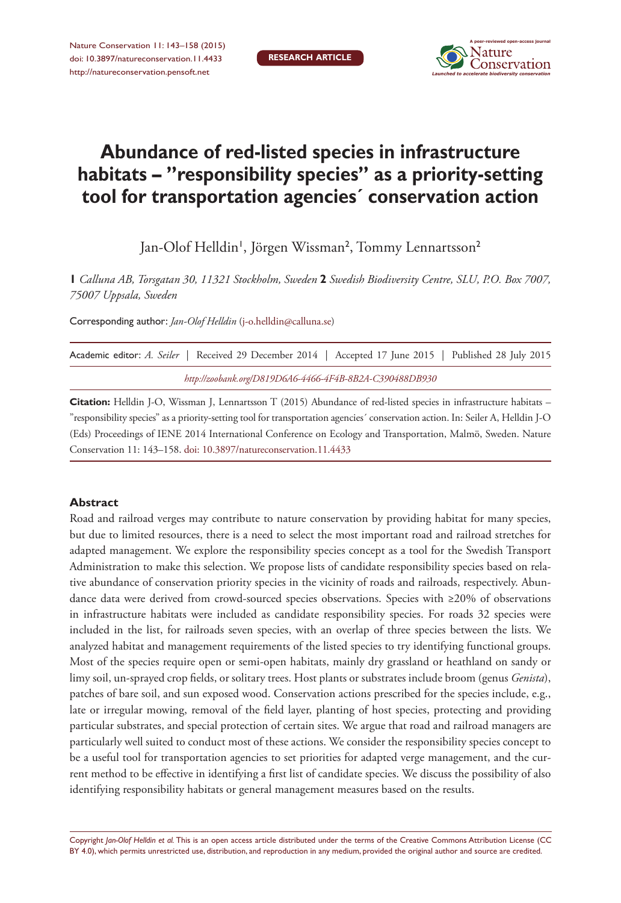# Abundance of red-listed species in infrastructure habitats – "responsibility species" as a priority-setting tool for transportation agencies´ conservation action

Jan-Olof Helldin[1], Jörgen Wissman[2], Tommy Lennartsson[2]

**1** *Calluna AB, Torsgatan 30, 11321 Stockholm, Sweden* **2** *Swedish Biodiversity Centre, SLU, P.O. Box 7007, 75007 Uppsala, Sweden*

Corresponding author: *Jan-Olof Helldin* (j-o.helldin@calluna.se)

Academic editor: *A. Seiler* | Received 29 December 2014 | Accepted 17 June 2015 | Published 28 July 2015

*http://zoobank.org/D819D6A6-4466-4F4B-8B2A-C390488DB930*

**Citation:** Helldin J-O, Wissman J, Lennartsson T (2015) Abundance of red-listed species in infrastructure habitats – "responsibility species" as a priority-setting tool for transportation agencies´ conservation action. In: Seiler A, Helldin J-O (Eds) Proceedings of IENE 2014 International Conference on Ecology and Transportation, Malmö, Sweden. Nature Conservation 11: 143–158. doi: 10.3897/natureconservation.11.4433

## Abstract

Road and railroad verges may contribute to nature conservation by providing habitat for many species, but due to limited resources, there is a need to select the most important road and railroad stretches for adapted management. We explore the responsibility species concept as a tool for the Swedish Transport Administration to make this selection. We propose lists of candidate responsibility species based on relative abundance of conservation priority species in the vicinity of roads and railroads, respectively. Abundance data were derived from crowd-sourced species observations. Species with ≥20% of observations in infrastructure habitats were included as candidate responsibility species. For roads 32 species were included in the list, for railroads seven species, with an overlap of three species between the lists. We analyzed habitat and management requirements of the listed species to try identifying functional groups. Most of the species require open or semi-open habitats, mainly dry grassland or heathland on sandy or limy soil, un-sprayed crop fields, or solitary trees. Host plants or substrates include broom (genus *Genista*), patches of bare soil, and sun exposed wood. Conservation actions prescribed for the species include, e.g., late or irregular mowing, removal of the field layer, planting of host species, protecting and providing particular substrates, and special protection of certain sites. We argue that road and railroad managers are particularly well suited to conduct most of these actions. We consider the responsibility species concept to be a useful tool for transportation agencies to set priorities for adapted verge management, and the current method to be effective in identifying a first list of candidate species. We discuss the possibility of also identifying responsibility habitats or general management measures based on the results.

Copyright *Jan-Olof Helldin et al.* This is an open access article distributed under the terms of the Creative Commons Attribution License (CC BY 4.0), which permits unrestricted use, distribution, and reproduction in any medium, provided the original author and source are credited.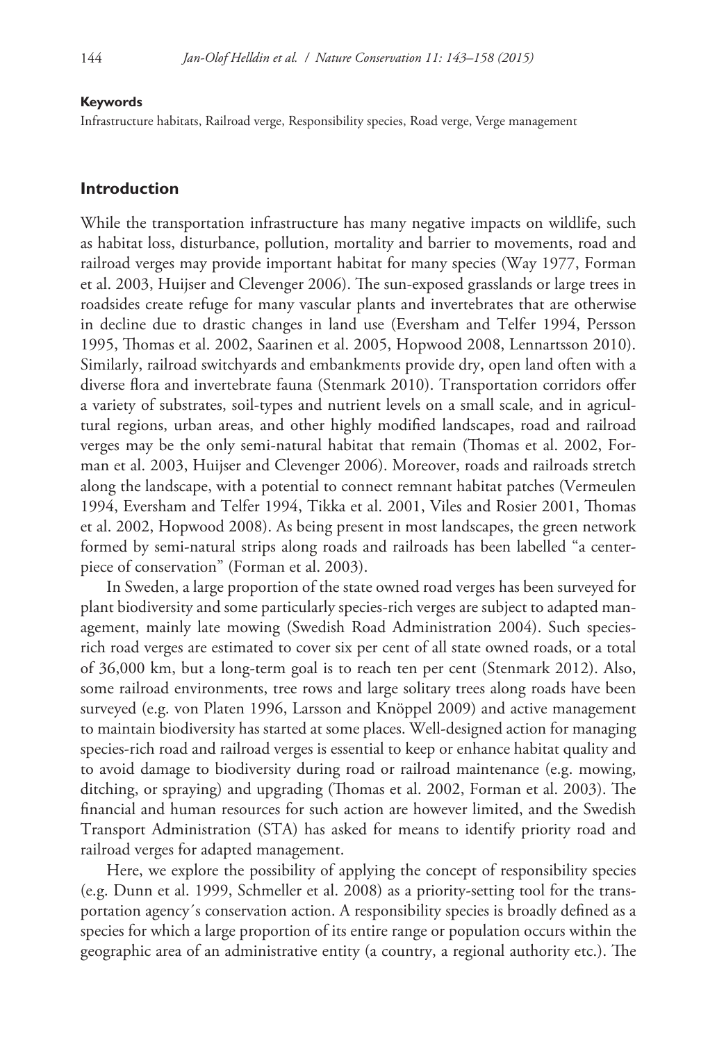#### Keywords

Infrastructure habitats, Railroad verge, Responsibility species, Road verge, Verge management

## Introduction

While the transportation infrastructure has many negative impacts on wildlife, such as habitat loss, disturbance, pollution, mortality and barrier to movements, road and railroad verges may provide important habitat for many species (Way 1977, Forman et al. 2003, Huijser and Clevenger 2006). The sun-exposed grasslands or large trees in roadsides create refuge for many vascular plants and invertebrates that are otherwise in decline due to drastic changes in land use (Eversham and Telfer 1994, Persson 1995, Thomas et al. 2002, Saarinen et al. 2005, Hopwood 2008, Lennartsson 2010). Similarly, railroad switchyards and embankments provide dry, open land often with a diverse flora and invertebrate fauna (Stenmark 2010). Transportation corridors offer a variety of substrates, soil-types and nutrient levels on a small scale, and in agricultural regions, urban areas, and other highly modified landscapes, road and railroad verges may be the only semi-natural habitat that remain (Thomas et al. 2002, Forman et al. 2003, Huijser and Clevenger 2006). Moreover, roads and railroads stretch along the landscape, with a potential to connect remnant habitat patches (Vermeulen 1994, Eversham and Telfer 1994, Tikka et al. 2001, Viles and Rosier 2001, Thomas et al. 2002, Hopwood 2008). As being present in most landscapes, the green network formed by semi-natural strips along roads and railroads has been labelled "a centerpiece of conservation" (Forman et al. 2003).

In Sweden, a large proportion of the state owned road verges has been surveyed for plant biodiversity and some particularly species-rich verges are subject to adapted management, mainly late mowing (Swedish Road Administration 2004). Such species-rich road verges are estimated to cover six per cent of all state owned roads, or a total of 36,000 km, but a long-term goal is to reach ten per cent (Stenmark 2012). Also, some railroad environments, tree rows and large solitary trees along roads have been surveyed (e.g. von Platen 1996, Larsson and Knöppel 2009) and active management to maintain biodiversity has started at some places. Well-designed action for managing species-rich road and railroad verges is essential to keep or enhance habitat quality and to avoid damage to biodiversity during road or railroad maintenance (e.g. mowing, ditching, or spraying) and upgrading (Thomas et al. 2002, Forman et al. 2003). The financial and human resources for such action are however limited, and the Swedish Transport Administration (STA) has asked for means to identify priority road and railroad verges for adapted management.

Here, we explore the possibility of applying the concept of responsibility species (e.g. Dunn et al. 1999, Schmeller et al. 2008) as a priority-setting tool for the transportation agency´s conservation action. A responsibility species is broadly defined as a species for which a large proportion of its entire range or population occurs within the geographic area of an administrative entity (a country, a regional authority etc.). The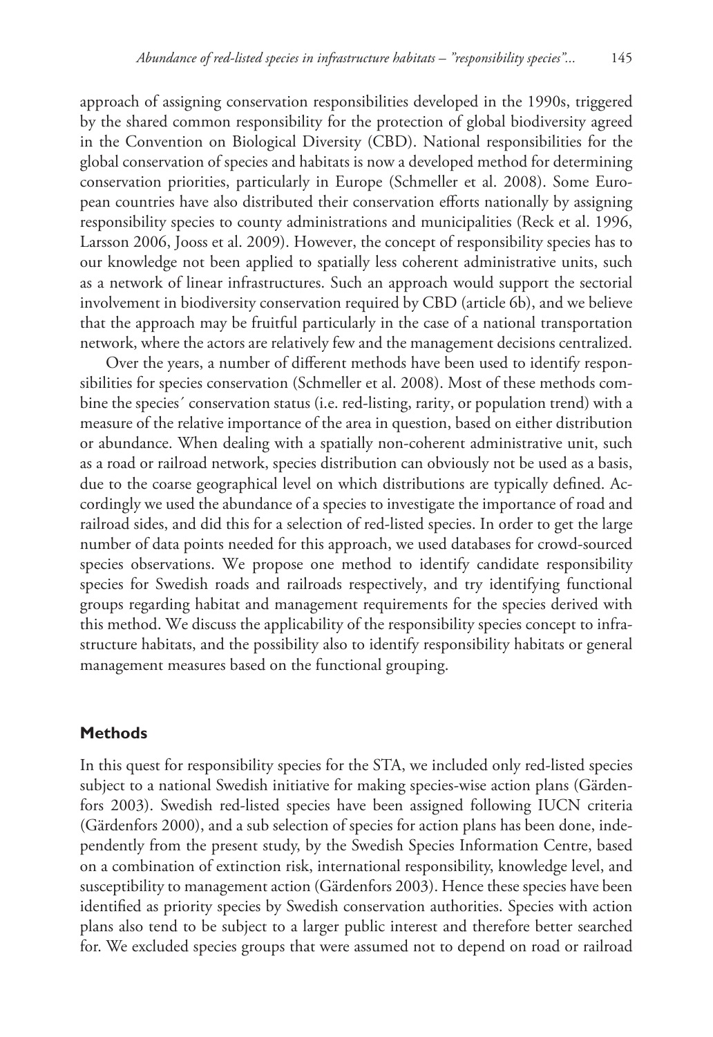approach of assigning conservation responsibilities developed in the 1990s, triggered by the shared common responsibility for the protection of global biodiversity agreed in the Convention on Biological Diversity (CBD). National responsibilities for the global conservation of species and habitats is now a developed method for determining conservation priorities, particularly in Europe (Schmeller et al. 2008). Some European countries have also distributed their conservation efforts nationally by assigning responsibility species to county administrations and municipalities (Reck et al. 1996, Larsson 2006, Jooss et al. 2009). However, the concept of responsibility species has to our knowledge not been applied to spatially less coherent administrative units, such as a network of linear infrastructures. Such an approach would support the sectorial involvement in biodiversity conservation required by CBD (article 6b), and we believe that the approach may be fruitful particularly in the case of a national transportation network, where the actors are relatively few and the management decisions centralized.

Over the years, a number of different methods have been used to identify responsibilities for species conservation (Schmeller et al. 2008). Most of these methods combine the species´ conservation status (i.e. red-listing, rarity, or population trend) with a measure of the relative importance of the area in question, based on either distribution or abundance. When dealing with a spatially non-coherent administrative unit, such as a road or railroad network, species distribution can obviously not be used as a basis, due to the coarse geographical level on which distributions are typically defined. Accordingly we used the abundance of a species to investigate the importance of road and railroad sides, and did this for a selection of red-listed species. In order to get the large number of data points needed for this approach, we used databases for crowd-sourced species observations. We propose one method to identify candidate responsibility species for Swedish roads and railroads respectively, and try identifying functional groups regarding habitat and management requirements for the species derived with this method. We discuss the applicability of the responsibility species concept to infrastructure habitats, and the possibility also to identify responsibility habitats or general management measures based on the functional grouping.

## Methods

In this quest for responsibility species for the STA, we included only red-listed species subject to a national Swedish initiative for making species-wise action plans (Gärdenfors 2003). Swedish red-listed species have been assigned following IUCN criteria (Gärdenfors 2000), and a sub selection of species for action plans has been done, independently from the present study, by the Swedish Species Information Centre, based on a combination of extinction risk, international responsibility, knowledge level, and susceptibility to management action (Gärdenfors 2003). Hence these species have been identified as priority species by Swedish conservation authorities. Species with action plans also tend to be subject to a larger public interest and therefore better searched for. We excluded species groups that were assumed not to depend on road or railroad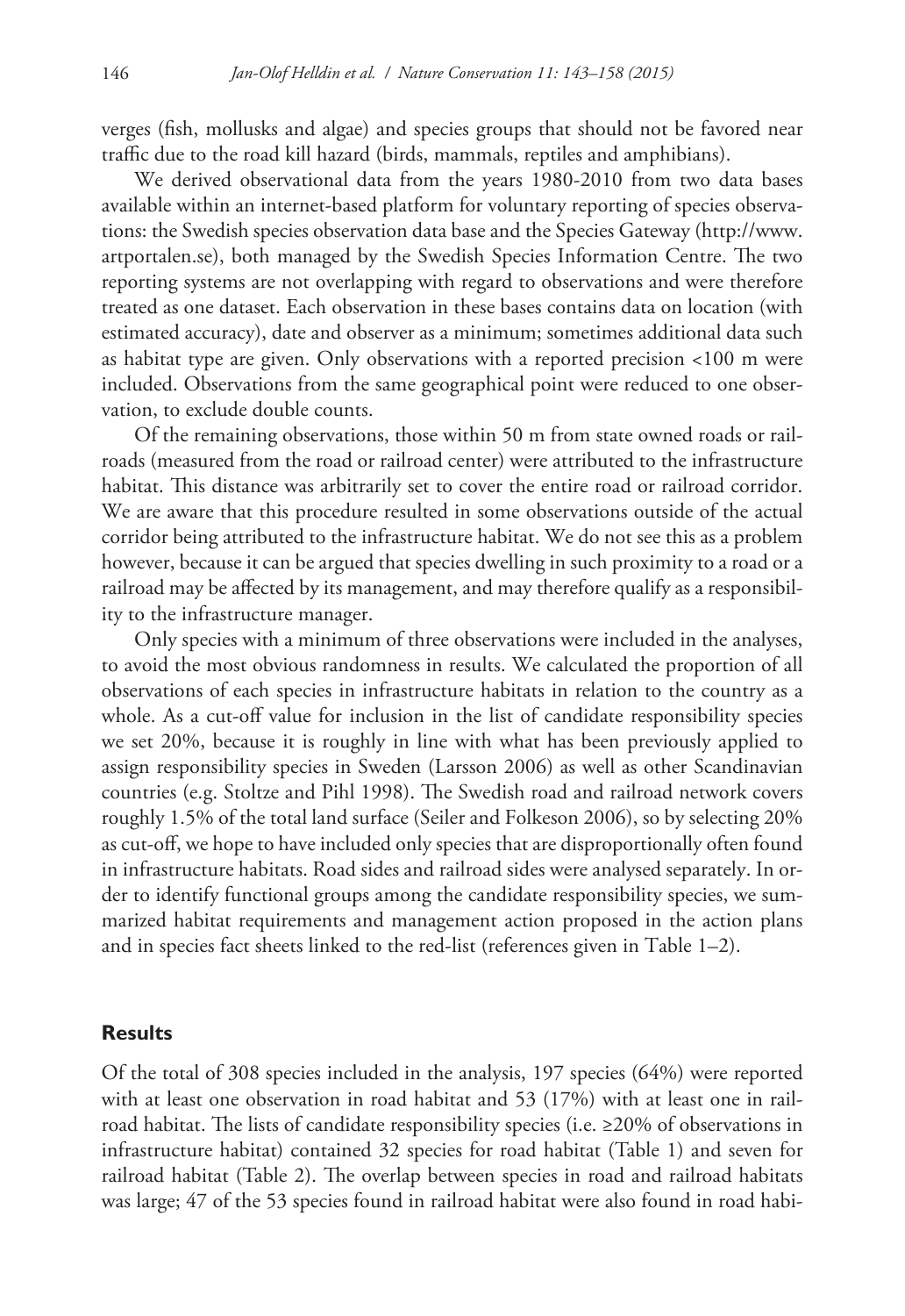verges (fish, mollusks and algae) and species groups that should not be favored near traffic due to the road kill hazard (birds, mammals, reptiles and amphibians).

We derived observational data from the years 1980-2010 from two data bases available within an internet-based platform for voluntary reporting of species observations: the Swedish species observation data base and the Species Gateway (http://www.artportalen.se), both managed by the Swedish Species Information Centre. The two reporting systems are not overlapping with regard to observations and were therefore treated as one dataset. Each observation in these bases contains data on location (with estimated accuracy), date and observer as a minimum; sometimes additional data such as habitat type are given. Only observations with a reported precision <100 m were included. Observations from the same geographical point were reduced to one observation, to exclude double counts.

Of the remaining observations, those within 50 m from state owned roads or railroads (measured from the road or railroad center) were attributed to the infrastructure habitat. This distance was arbitrarily set to cover the entire road or railroad corridor. We are aware that this procedure resulted in some observations outside of the actual corridor being attributed to the infrastructure habitat. We do not see this as a problem however, because it can be argued that species dwelling in such proximity to a road or a railroad may be affected by its management, and may therefore qualify as a responsibility to the infrastructure manager.

Only species with a minimum of three observations were included in the analyses, to avoid the most obvious randomness in results. We calculated the proportion of all observations of each species in infrastructure habitats in relation to the country as a whole. As a cut-off value for inclusion in the list of candidate responsibility species we set 20%, because it is roughly in line with what has been previously applied to assign responsibility species in Sweden (Larsson 2006) as well as other Scandinavian countries (e.g. Stoltze and Pihl 1998). The Swedish road and railroad network covers roughly 1.5% of the total land surface (Seiler and Folkeson 2006), so by selecting 20% as cut-off, we hope to have included only species that are disproportionally often found in infrastructure habitats. Road sides and railroad sides were analysed separately. In order to identify functional groups among the candidate responsibility species, we summarized habitat requirements and management action proposed in the action plans and in species fact sheets linked to the red-list (references given in Table 1–2).

## Results

Of the total of 308 species included in the analysis, 197 species (64%) were reported with at least one observation in road habitat and 53 (17%) with at least one in railroad habitat. The lists of candidate responsibility species (i.e. ≥20% of observations in infrastructure habitat) contained 32 species for road habitat (Table 1) and seven for railroad habitat (Table 2). The overlap between species in road and railroad habitats was large; 47 of the 53 species found in railroad habitat were also found in road habi-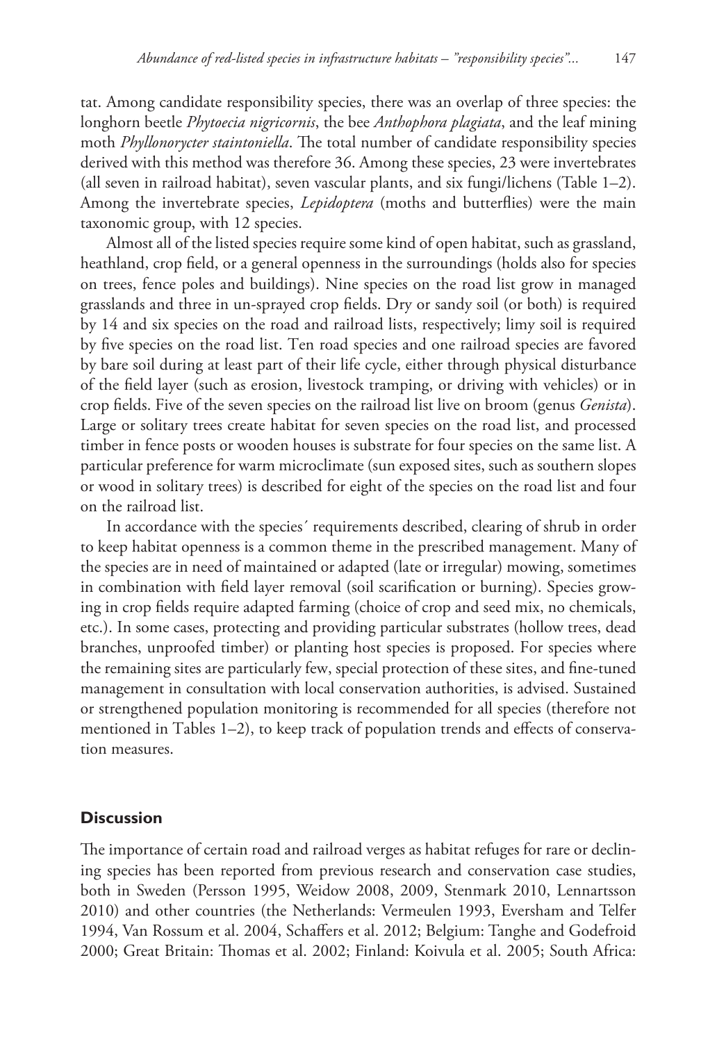tat. Among candidate responsibility species, there was an overlap of three species: the longhorn beetle *Phytoecia nigricornis*, the bee *Anthophora plagiata*, and the leaf mining moth *Phyllonorycter staintoniella*. The total number of candidate responsibility species derived with this method was therefore 36. Among these species, 23 were invertebrates (all seven in railroad habitat), seven vascular plants, and six fungi/lichens (Table 1–2). Among the invertebrate species, *Lepidoptera* (moths and butterflies) were the main taxonomic group, with 12 species.

Almost all of the listed species require some kind of open habitat, such as grassland, heathland, crop field, or a general openness in the surroundings (holds also for species on trees, fence poles and buildings). Nine species on the road list grow in managed grasslands and three in un-sprayed crop fields. Dry or sandy soil (or both) is required by 14 and six species on the road and railroad lists, respectively; limy soil is required by five species on the road list. Ten road species and one railroad species are favored by bare soil during at least part of their life cycle, either through physical disturbance of the field layer (such as erosion, livestock tramping, or driving with vehicles) or in crop fields. Five of the seven species on the railroad list live on broom (genus *Genista*). Large or solitary trees create habitat for seven species on the road list, and processed timber in fence posts or wooden houses is substrate for four species on the same list. A particular preference for warm microclimate (sun exposed sites, such as southern slopes or wood in solitary trees) is described for eight of the species on the road list and four on the railroad list.

In accordance with the species´ requirements described, clearing of shrub in order to keep habitat openness is a common theme in the prescribed management. Many of the species are in need of maintained or adapted (late or irregular) mowing, sometimes in combination with field layer removal (soil scarification or burning). Species growing in crop fields require adapted farming (choice of crop and seed mix, no chemicals, etc.). In some cases, protecting and providing particular substrates (hollow trees, dead branches, unproofed timber) or planting host species is proposed. For species where the remaining sites are particularly few, special protection of these sites, and fine-tuned management in consultation with local conservation authorities, is advised. Sustained or strengthened population monitoring is recommended for all species (therefore not mentioned in Tables 1–2), to keep track of population trends and effects of conservation measures.

## Discussion

The importance of certain road and railroad verges as habitat refuges for rare or declining species has been reported from previous research and conservation case studies, both in Sweden (Persson 1995, Weidow 2008, 2009, Stenmark 2010, Lennartsson 2010) and other countries (the Netherlands: Vermeulen 1993, Eversham and Telfer 1994, Van Rossum et al. 2004, Schaffers et al. 2012; Belgium: Tanghe and Godefroid 2000; Great Britain: Thomas et al. 2002; Finland: Koivula et al. 2005; South Africa: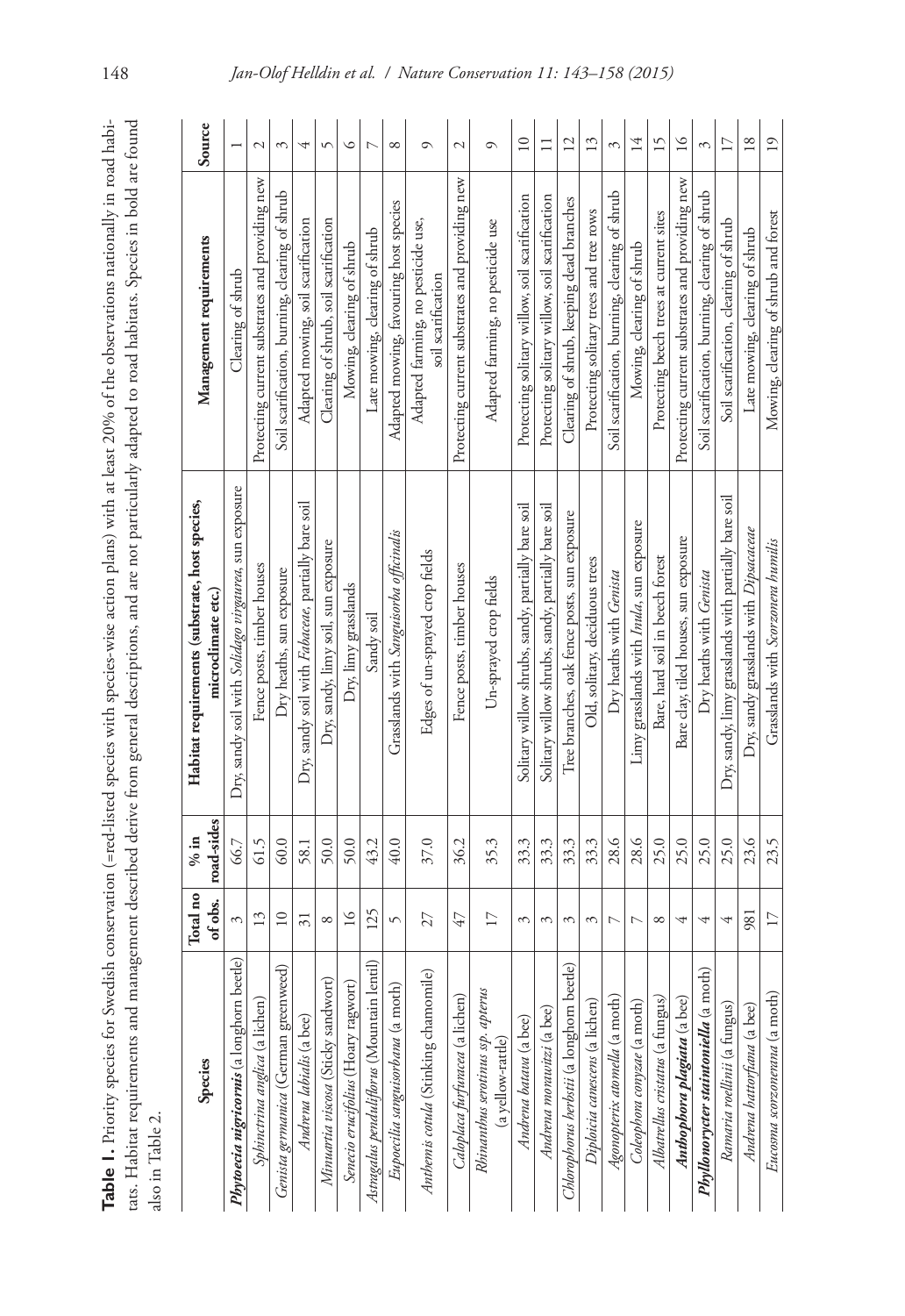**Table 1.** Priority species for Swedish conservation (=red-listed species with species-wise action plans) with at least 20% of the observations nationally in road habitats. Habitat requirements and management described derive from general descriptions, and are not particularly adapted to road habitats. Species in bold are found also in Table 2.

| Species | Total no of obs. | % in road-sides | Habitat requirements (substrate, host species, microclimate etc.) | Management requirements | Source |
|---|---|---|---|---|---|
| ***Phytoecia nigricornis*** **(a longhorn beetle)** | 3 | 66.7 | Dry, sandy soil with *Solidago virgaurea*, sun exposure | Clearing of shrub | 1 |
| *Sphinctrina anglica* (a lichen) | 13 | 61.5 | Fence posts, timber houses | Protecting current substrates and providing new | 2 |
| *Genista germanica* (German greenweed) | 10 | 60.0 | Dry heaths, sun exposure | Soil scarification, burning, clearing of shrub | 3 |
| *Andrena labialis* (a bee) | 31 | 58.1 | Dry, sandy soil with *Fabaceae*, partially bare soil | Adapted mowing, soil scarification | 4 |
| *Minuartia viscosa* (Sticky sandwort) | 8 | 50.0 | Dry, sandy, limy soil, sun exposure | Clearing of shrub, soil scarification | 5 |
| *Senecio erucifolius* (Hoary ragwort) | 16 | 50.0 | Dry, limy grasslands | Mowing, clearing of shrub | 6 |
| *Astragalus penduliflorus* (Mountain lentil) | 125 | 43.2 | Sandy soil | Late mowing, clearing of shrub | 7 |
| *Eupoecilia sanguisorbana* (a moth) | 5 | 40.0 | Grasslands with *Sanguisorba officinalis* | Adapted mowing, favouring host species | 8 |
| *Anthemis cotula* (Stinking chamomile) | 27 | 37.0 | Edges of un-sprayed crop fields | Adapted farming, no pesticide use, soil scarification | 9 |
| *Caloplaca furfuracea* (a lichen) | 47 | 36.2 | Fence posts, timber houses | Protecting current substrates and providing new | 2 |
| *Rhinanthus serotinus ssp. apterus* (a yellow-rattle) | 17 | 35.3 | Un-sprayed crop fields | Adapted farming, no pesticide use | 9 |
| *Andrena batava* (a bee) | 3 | 33.3 | Solitary willow shrubs, sandy, partially bare soil | Protecting solitary willow, soil scarification | 10 |
| *Andrena morawitzi* (a bee) | 3 | 33.3 | Solitary willow shrubs, sandy, partially bare soil | Protecting solitary willow, soil scarification | 11 |
| *Chlorophorus herbstii* (a longhorn beetle) | 3 | 33.3 | Tree branches, oak fence posts, sun exposure | Clearing of shrub, keeping dead branches | 12 |
| *Diploicia canescens* (a lichen) | 3 | 33.3 | Old, solitary, deciduous trees | Protecting solitary trees and tree rows | 13 |
| *Agonopterix atomella* (a moth) | 7 | 28.6 | Dry heaths with *Genista* | Soil scarification, burning, clearing of shrub | 3 |
| *Coleophora conyzae* (a moth) | 7 | 28.6 | Limy grasslands with *Inula*, sun exposure | Mowing, clearing of shrub | 14 |
| *Albatrellus cristatus* (a fungus) | 8 | 25.0 | Bare, hard soil in beech forest | Protecting beech trees at current sites | 15 |
| ***Anthophora plagiata*** **(a bee)** | 4 | 25.0 | Bare clay, tiled houses, sun exposure | Protecting current substrates and providing new | 16 |
| ***Phyllonorycter staintoniella*** **(a moth)** | 4 | 25.0 | Dry heaths with *Genista* | Soil scarification, burning, clearing of shrub | 3 |
| *Ramaria roellinii* (a fungus) | 4 | 25.0 | Dry, sandy, limy grasslands with partially bare soil | Soil scarification, clearing of shrub | 17 |
| *Andrena hattorfiana* (a bee) | 981 | 23.6 | Dry, sandy grasslands with *Dipsacaceae* | Late mowing, clearing of shrub | 18 |
| *Eucosma scorzonerana* (a moth) | 17 | 23.5 | Grasslands with *Scorzonera humilis* | Mowing, clearing of shrub and forest | 19 |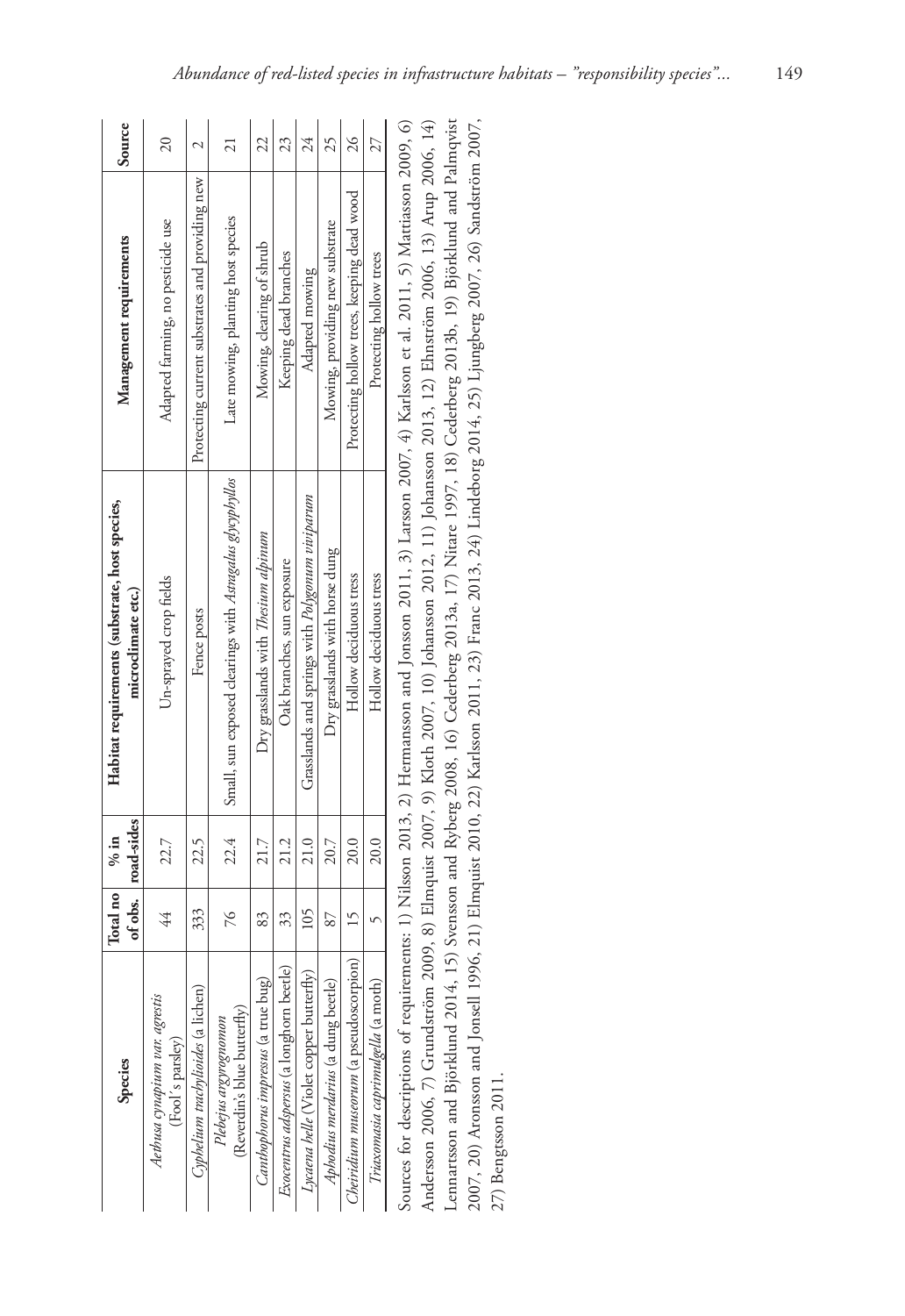| Species | Total no of obs. | % in road-sides | Habitat requirements (substrate, host species, microclimate etc.) | Management requirements | Source |
|---|---|---|---|---|---|
| *Aethusa cynapium var. agrestis* (Fool's parsley) | 44 | 22.7 | Un-sprayed crop fields | Adapted farming, no pesticide use | 20 |
| *Cyphelium trachylioides* (a lichen) | 333 | 22.5 | Fence posts | Protecting current substrates and providing new | 2 |
| *Plebejus argyrognomon* (Reverdin's blue butterfly) | 76 | 22.4 | Small, sun exposed clearings with *Astragalus glycyphyllos* | Late mowing, planting host species | 21 |
| *Canthophorus impressus* (a true bug) | 83 | 21.7 | Dry grasslands with *Thesium alpinum* | Mowing, clearing of shrub | 22 |
| *Exocentrus adspersus* (a longhorn beetle) | 33 | 21.2 | Oak branches, sun exposure | Keeping dead branches | 23 |
| *Lycaena helle* (Violet copper butterfly) | 105 | 21.0 | Grasslands and springs with *Polygonum viviparum* | Adapted mowing | 24 |
| *Aphodius merdarius* (a dung beetle) | 87 | 20.7 | Dry grasslands with horse dung | Mowing, providing new substrate | 25 |
| *Cheiridium museorum* (a pseudoscorpion) | 15 | 20.0 | Hollow deciduous tress | Protecting hollow trees, keeping dead wood | 26 |
| *Triaxomasia caprimulgella* (a moth) | 5 | 20.0 | Hollow deciduous tress | Protecting hollow trees | 27 |

Sources for descriptions of requirements: 1) Nilsson 2013, 2) Hermansson and Jonsson 2011, 3) Larsson 2007, 4) Karlsson et al. 2011, 5) Mattiasson 2009, 6) Andersson 2006, 7) Grundström 2009, 8) Elmquist 2007, 9) Kloth 2007, 10) Johansson 2012, 11) Johansson 2013, 12) Ehnström 2006, 13) Arup 2006, 14) Lennartsson and Björklund 2014, 15) Svensson and Ryberg 2008, 16) Cederberg 2013a, 17) Nitare 1997, 18) Cederberg 2013b, 19) Björklund and Palmqvist 2007, 20) Aronsson and Jonsell 1996, 21) Elmquist 2010, 22) Karlsson 2011, 23) Franc 2013, 24) Lindeborg 2014, 25) Ljungberg 2007, 26) Sandström 2007, 27) Bengtsson 2011.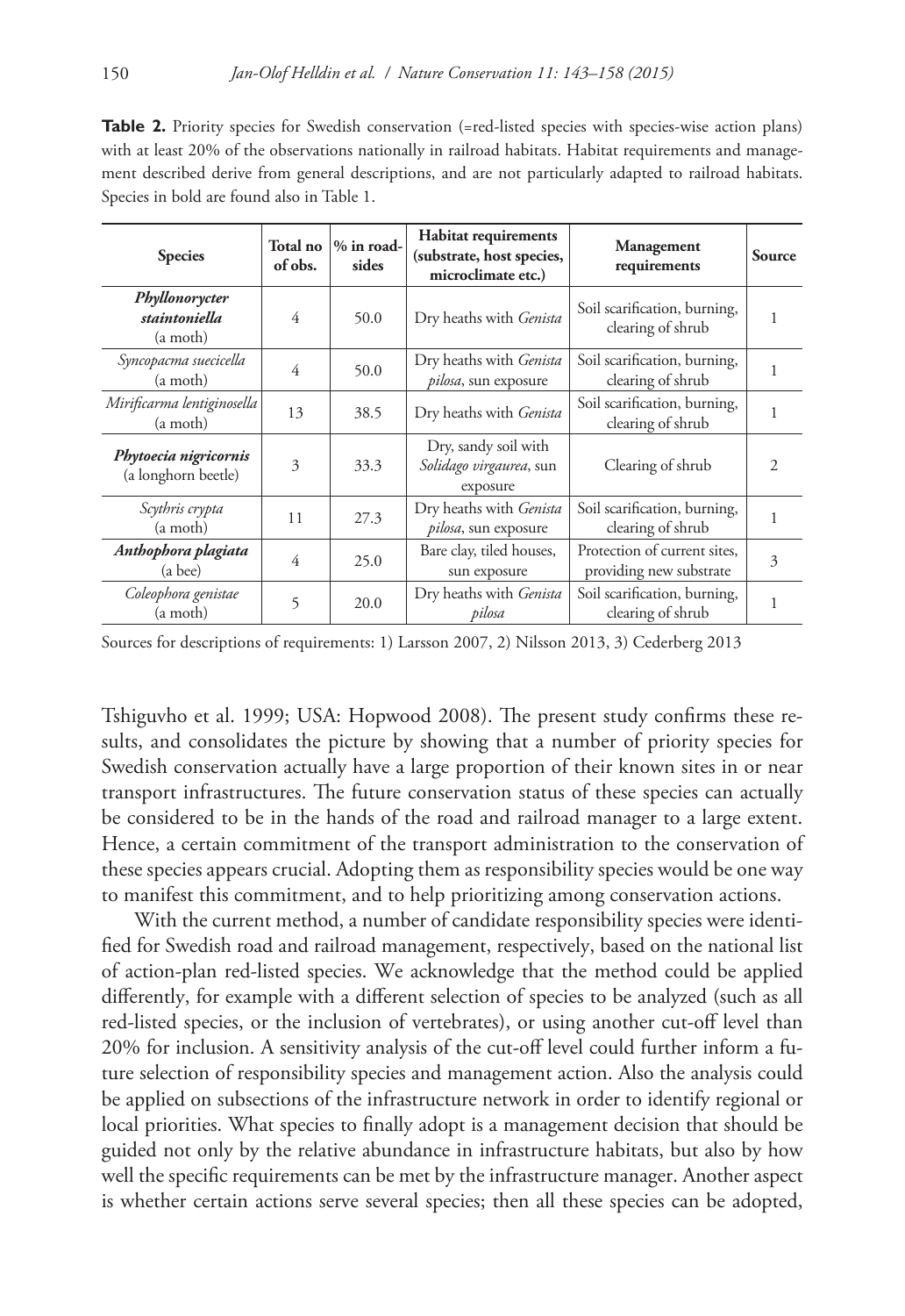**Table 2.** Priority species for Swedish conservation (=red-listed species with species-wise action plans) with at least 20% of the observations nationally in railroad habitats. Habitat requirements and management described derive from general descriptions, and are not particularly adapted to railroad habitats. Species in bold are found also in Table 1.

| Species | Total no of obs. | % in roadsides | Habitat requirements (substrate, host species, microclimate etc.) | Management requirements | Source |
|---|---|---|---|---|---|
| ***Phyllonorycter staintoniella*** (a moth) | 4 | 50.0 | Dry heaths with *Genista* | Soil scarification, burning, clearing of shrub | 1 |
| *Syncopacma suecicella* (a moth) | 4 | 50.0 | Dry heaths with *Genista pilosa*, sun exposure | Soil scarification, burning, clearing of shrub | 1 |
| *Mirificarma lentiginosella* (a moth) | 13 | 38.5 | Dry heaths with *Genista* | Soil scarification, burning, clearing of shrub | 1 |
| ***Phytoecia nigricornis*** (a longhorn beetle) | 3 | 33.3 | Dry, sandy soil with *Solidago virgaurea*, sun exposure | Clearing of shrub | 2 |
| *Scythris crypta* (a moth) | 11 | 27.3 | Dry heaths with *Genista pilosa*, sun exposure | Soil scarification, burning, clearing of shrub | 1 |
| ***Anthophora plagiata*** (a bee) | 4 | 25.0 | Bare clay, tiled houses, sun exposure | Protection of current sites, providing new substrate | 3 |
| *Coleophora genistae* (a moth) | 5 | 20.0 | Dry heaths with *Genista pilosa* | Soil scarification, burning, clearing of shrub | 1 |

Sources for descriptions of requirements: 1) Larsson 2007, 2) Nilsson 2013, 3) Cederberg 2013

Tshiguvho et al. 1999; USA: Hopwood 2008). The present study confirms these results, and consolidates the picture by showing that a number of priority species for Swedish conservation actually have a large proportion of their known sites in or near transport infrastructures. The future conservation status of these species can actually be considered to be in the hands of the road and railroad manager to a large extent. Hence, a certain commitment of the transport administration to the conservation of these species appears crucial. Adopting them as responsibility species would be one way to manifest this commitment, and to help prioritizing among conservation actions.

With the current method, a number of candidate responsibility species were identified for Swedish road and railroad management, respectively, based on the national list of action-plan red-listed species. We acknowledge that the method could be applied differently, for example with a different selection of species to be analyzed (such as all red-listed species, or the inclusion of vertebrates), or using another cut-off level than 20% for inclusion. A sensitivity analysis of the cut-off level could further inform a future selection of responsibility species and management action. Also the analysis could be applied on subsections of the infrastructure network in order to identify regional or local priorities. What species to finally adopt is a management decision that should be guided not only by the relative abundance in infrastructure habitats, but also by how well the specific requirements can be met by the infrastructure manager. Another aspect is whether certain actions serve several species; then all these species can be adopted,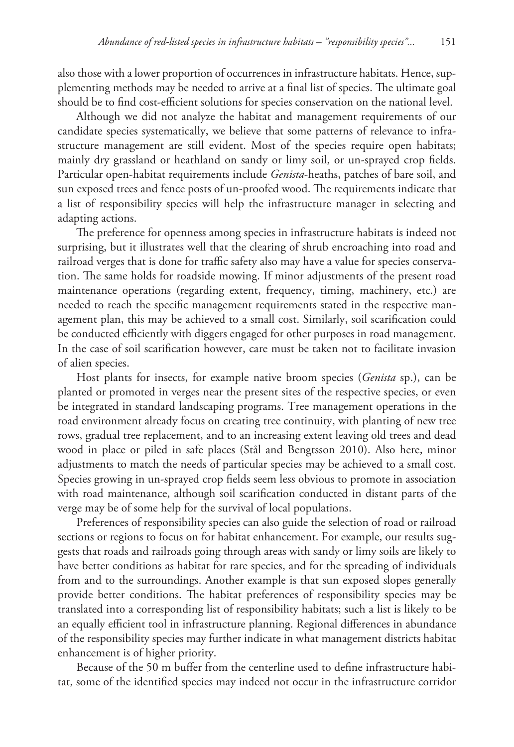also those with a lower proportion of occurrences in infrastructure habitats. Hence, supplementing methods may be needed to arrive at a final list of species. The ultimate goal should be to find cost-efficient solutions for species conservation on the national level.

Although we did not analyze the habitat and management requirements of our candidate species systematically, we believe that some patterns of relevance to infrastructure management are still evident. Most of the species require open habitats; mainly dry grassland or heathland on sandy or limy soil, or un-sprayed crop fields. Particular open-habitat requirements include *Genista*-heaths, patches of bare soil, and sun exposed trees and fence posts of un-proofed wood. The requirements indicate that a list of responsibility species will help the infrastructure manager in selecting and adapting actions.

The preference for openness among species in infrastructure habitats is indeed not surprising, but it illustrates well that the clearing of shrub encroaching into road and railroad verges that is done for traffic safety also may have a value for species conservation. The same holds for roadside mowing. If minor adjustments of the present road maintenance operations (regarding extent, frequency, timing, machinery, etc.) are needed to reach the specific management requirements stated in the respective management plan, this may be achieved to a small cost. Similarly, soil scarification could be conducted efficiently with diggers engaged for other purposes in road management. In the case of soil scarification however, care must be taken not to facilitate invasion of alien species.

Host plants for insects, for example native broom species (*Genista* sp.), can be planted or promoted in verges near the present sites of the respective species, or even be integrated in standard landscaping programs. Tree management operations in the road environment already focus on creating tree continuity, with planting of new tree rows, gradual tree replacement, and to an increasing extent leaving old trees and dead wood in place or piled in safe places (Stål and Bengtsson 2010). Also here, minor adjustments to match the needs of particular species may be achieved to a small cost. Species growing in un-sprayed crop fields seem less obvious to promote in association with road maintenance, although soil scarification conducted in distant parts of the verge may be of some help for the survival of local populations.

Preferences of responsibility species can also guide the selection of road or railroad sections or regions to focus on for habitat enhancement. For example, our results suggests that roads and railroads going through areas with sandy or limy soils are likely to have better conditions as habitat for rare species, and for the spreading of individuals from and to the surroundings. Another example is that sun exposed slopes generally provide better conditions. The habitat preferences of responsibility species may be translated into a corresponding list of responsibility habitats; such a list is likely to be an equally efficient tool in infrastructure planning. Regional differences in abundance of the responsibility species may further indicate in what management districts habitat enhancement is of higher priority.

Because of the 50 m buffer from the centerline used to define infrastructure habitat, some of the identified species may indeed not occur in the infrastructure corridor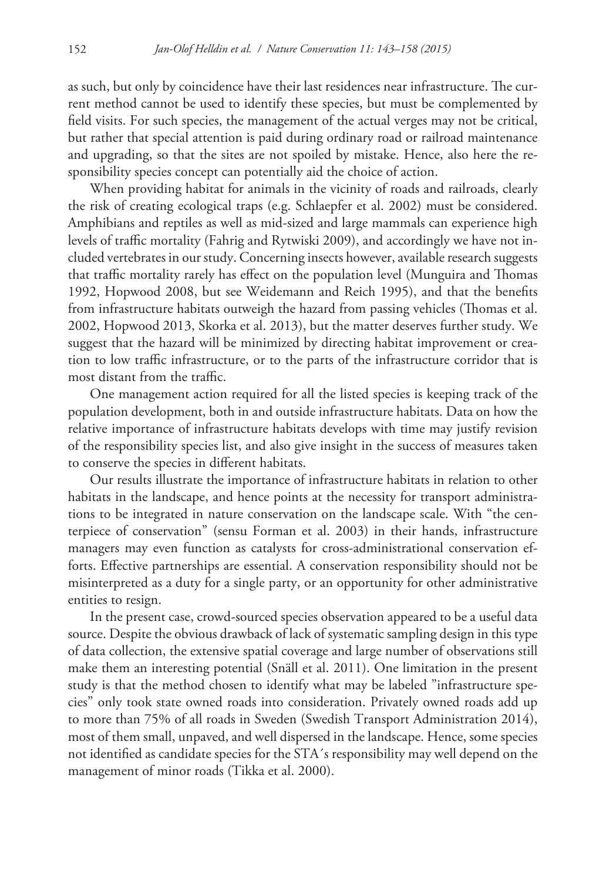as such, but only by coincidence have their last residences near infrastructure. The current method cannot be used to identify these species, but must be complemented by field visits. For such species, the management of the actual verges may not be critical, but rather that special attention is paid during ordinary road or railroad maintenance and upgrading, so that the sites are not spoiled by mistake. Hence, also here the responsibility species concept can potentially aid the choice of action.

When providing habitat for animals in the vicinity of roads and railroads, clearly the risk of creating ecological traps (e.g. Schlaepfer et al. 2002) must be considered. Amphibians and reptiles as well as mid-sized and large mammals can experience high levels of traffic mortality (Fahrig and Rytwiski 2009), and accordingly we have not included vertebrates in our study. Concerning insects however, available research suggests that traffic mortality rarely has effect on the population level (Munguira and Thomas 1992, Hopwood 2008, but see Weidemann and Reich 1995), and that the benefits from infrastructure habitats outweigh the hazard from passing vehicles (Thomas et al. 2002, Hopwood 2013, Skorka et al. 2013), but the matter deserves further study. We suggest that the hazard will be minimized by directing habitat improvement or creation to low traffic infrastructure, or to the parts of the infrastructure corridor that is most distant from the traffic.

One management action required for all the listed species is keeping track of the population development, both in and outside infrastructure habitats. Data on how the relative importance of infrastructure habitats develops with time may justify revision of the responsibility species list, and also give insight in the success of measures taken to conserve the species in different habitats.

Our results illustrate the importance of infrastructure habitats in relation to other habitats in the landscape, and hence points at the necessity for transport administrations to be integrated in nature conservation on the landscape scale. With "the centerpiece of conservation" (sensu Forman et al. 2003) in their hands, infrastructure managers may even function as catalysts for cross-administrational conservation efforts. Effective partnerships are essential. A conservation responsibility should not be misinterpreted as a duty for a single party, or an opportunity for other administrative entities to resign.

In the present case, crowd-sourced species observation appeared to be a useful data source. Despite the obvious drawback of lack of systematic sampling design in this type of data collection, the extensive spatial coverage and large number of observations still make them an interesting potential (Snäll et al. 2011). One limitation in the present study is that the method chosen to identify what may be labeled "infrastructure species" only took state owned roads into consideration. Privately owned roads add up to more than 75% of all roads in Sweden (Swedish Transport Administration 2014), most of them small, unpaved, and well dispersed in the landscape. Hence, some species not identified as candidate species for the STA´s responsibility may well depend on the management of minor roads (Tikka et al. 2000).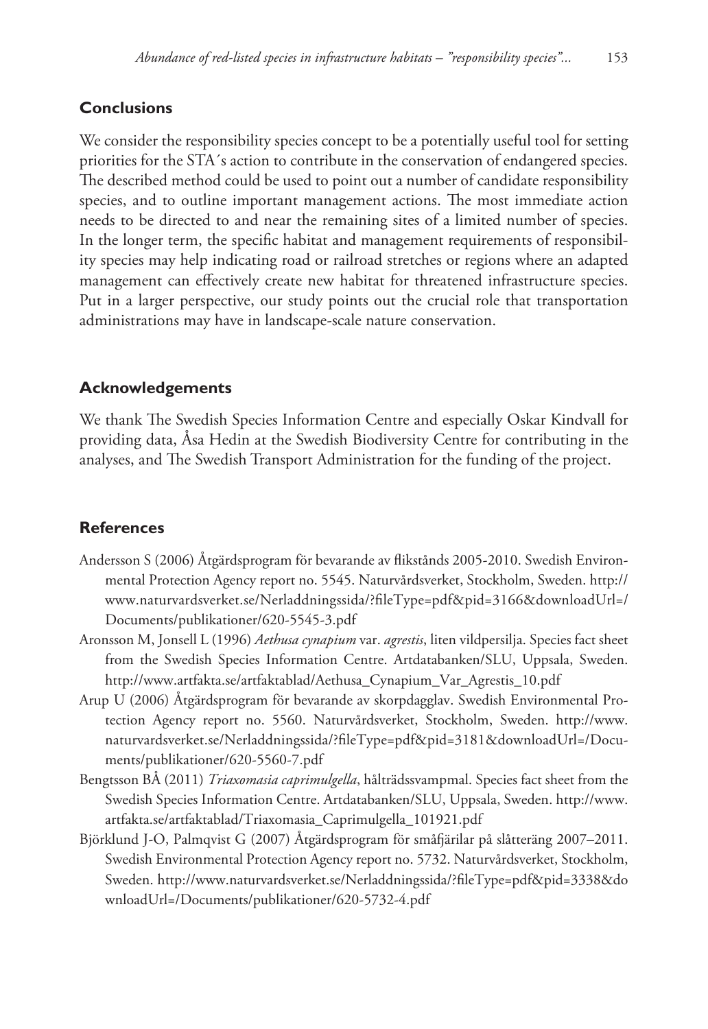## Conclusions

We consider the responsibility species concept to be a potentially useful tool for setting priorities for the STA´s action to contribute in the conservation of endangered species. The described method could be used to point out a number of candidate responsibility species, and to outline important management actions. The most immediate action needs to be directed to and near the remaining sites of a limited number of species. In the longer term, the specific habitat and management requirements of responsibility species may help indicating road or railroad stretches or regions where an adapted management can effectively create new habitat for threatened infrastructure species. Put in a larger perspective, our study points out the crucial role that transportation administrations may have in landscape-scale nature conservation.

## Acknowledgements

We thank The Swedish Species Information Centre and especially Oskar Kindvall for providing data, Åsa Hedin at the Swedish Biodiversity Centre for contributing in the analyses, and The Swedish Transport Administration for the funding of the project.

## References

Andersson S (2006) Åtgärdsprogram för bevarande av flikstånds 2005-2010. Swedish Environmental Protection Agency report no. 5545. Naturvårdsverket, Stockholm, Sweden. http://www.naturvardsverket.se/Nerladdningssida/?fileType=pdf&pid=3166&downloadUrl=/Documents/publikationer/620-5545-3.pdf

Aronsson M, Jonsell L (1996) *Aethusa cynapium* var. *agrestis*, liten vildpersilja. Species fact sheet from the Swedish Species Information Centre. Artdatabanken/SLU, Uppsala, Sweden. http://www.artfakta.se/artfaktablad/Aethusa_Cynapium_Var_Agrestis_10.pdf

Arup U (2006) Åtgärdsprogram för bevarande av skorpdagglav. Swedish Environmental Protection Agency report no. 5560. Naturvårdsverket, Stockholm, Sweden. http://www.naturvardsverket.se/Nerladdningssida/?fileType=pdf&pid=3181&downloadUrl=/Documents/publikationer/620-5560-7.pdf

Bengtsson BÅ (2011) *Triaxomasia caprimulgella*, hålträdssvampmal. Species fact sheet from the Swedish Species Information Centre. Artdatabanken/SLU, Uppsala, Sweden. http://www.artfakta.se/artfaktablad/Triaxomasia_Caprimulgella_101921.pdf

Björklund J-O, Palmqvist G (2007) Åtgärdsprogram för småfjärilar på slåtteräng 2007–2011. Swedish Environmental Protection Agency report no. 5732. Naturvårdsverket, Stockholm, Sweden. http://www.naturvardsverket.se/Nerladdningssida/?fileType=pdf&pid=3338&downloadUrl=/Documents/publikationer/620-5732-4.pdf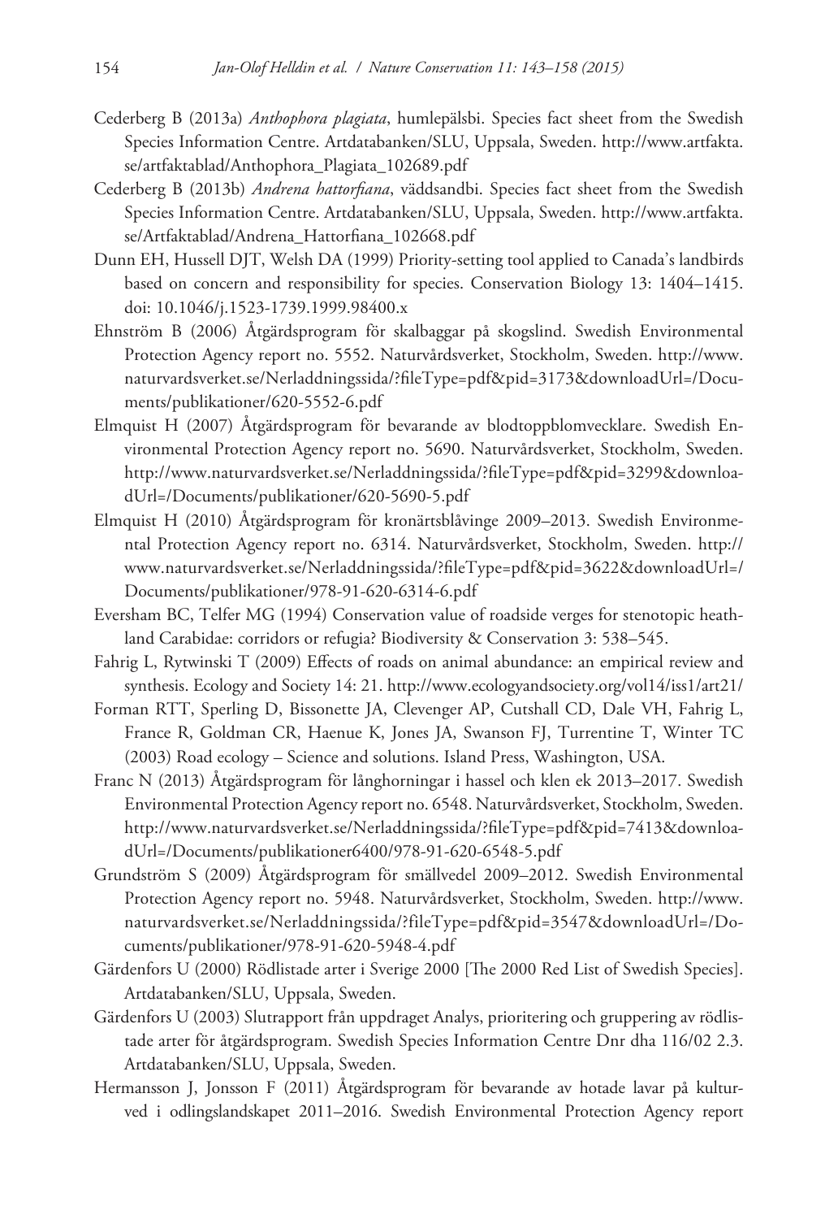Cederberg B (2013a) *Anthophora plagiata*, humlepälsbi. Species fact sheet from the Swedish Species Information Centre. Artdatabanken/SLU, Uppsala, Sweden. http://www.artfakta.se/artfaktablad/Anthophora_Plagiata_102689.pdf

Cederberg B (2013b) *Andrena hattorfiana*, väddsandbi. Species fact sheet from the Swedish Species Information Centre. Artdatabanken/SLU, Uppsala, Sweden. http://www.artfakta.se/Artfaktablad/Andrena_Hattorfiana_102668.pdf

Dunn EH, Hussell DJT, Welsh DA (1999) Priority-setting tool applied to Canada's landbirds based on concern and responsibility for species. Conservation Biology 13: 1404–1415. doi: 10.1046/j.1523-1739.1999.98400.x

Ehnström B (2006) Åtgärdsprogram för skalbaggar på skogslind. Swedish Environmental Protection Agency report no. 5552. Naturvårdsverket, Stockholm, Sweden. http://www.naturvardsverket.se/Nerladdningssida/?fileType=pdf&pid=3173&downloadUrl=/Documents/publikationer/620-5552-6.pdf

Elmquist H (2007) Åtgärdsprogram för bevarande av blodtoppblomvecklare. Swedish Environmental Protection Agency report no. 5690. Naturvårdsverket, Stockholm, Sweden. http://www.naturvardsverket.se/Nerladdningssida/?fileType=pdf&pid=3299&downloadUrl=/Documents/publikationer/620-5690-5.pdf

Elmquist H (2010) Åtgärdsprogram för kronärtsblåvinge 2009–2013. Swedish Environmental Protection Agency report no. 6314. Naturvårdsverket, Stockholm, Sweden. http://www.naturvardsverket.se/Nerladdningssida/?fileType=pdf&pid=3622&downloadUrl=/Documents/publikationer/978-91-620-6314-6.pdf

Eversham BC, Telfer MG (1994) Conservation value of roadside verges for stenotopic heathland Carabidae: corridors or refugia? Biodiversity & Conservation 3: 538–545.

Fahrig L, Rytwinski T (2009) Effects of roads on animal abundance: an empirical review and synthesis. Ecology and Society 14: 21. http://www.ecologyandsociety.org/vol14/iss1/art21/

Forman RTT, Sperling D, Bissonette JA, Clevenger AP, Cutshall CD, Dale VH, Fahrig L, France R, Goldman CR, Haenue K, Jones JA, Swanson FJ, Turrentine T, Winter TC (2003) Road ecology – Science and solutions. Island Press, Washington, USA.

Franc N (2013) Åtgärdsprogram för långhorningar i hassel och klen ek 2013–2017. Swedish Environmental Protection Agency report no. 6548. Naturvårdsverket, Stockholm, Sweden. http://www.naturvardsverket.se/Nerladdningssida/?fileType=pdf&pid=7413&downloadUrl=/Documents/publikationer6400/978-91-620-6548-5.pdf

Grundström S (2009) Åtgärdsprogram för smällvedel 2009–2012. Swedish Environmental Protection Agency report no. 5948. Naturvårdsverket, Stockholm, Sweden. http://www.naturvardsverket.se/Nerladdningssida/?fileType=pdf&pid=3547&downloadUrl=/Documents/publikationer/978-91-620-5948-4.pdf

Gärdenfors U (2000) Rödlistade arter i Sverige 2000 [The 2000 Red List of Swedish Species]. Artdatabanken/SLU, Uppsala, Sweden.

Gärdenfors U (2003) Slutrapport från uppdraget Analys, prioritering och gruppering av rödlistade arter för åtgärdsprogram. Swedish Species Information Centre Dnr dha 116/02 2.3. Artdatabanken/SLU, Uppsala, Sweden.

Hermansson J, Jonsson F (2011) Åtgärdsprogram för bevarande av hotade lavar på kulturved i odlingslandskapet 2011–2016. Swedish Environmental Protection Agency report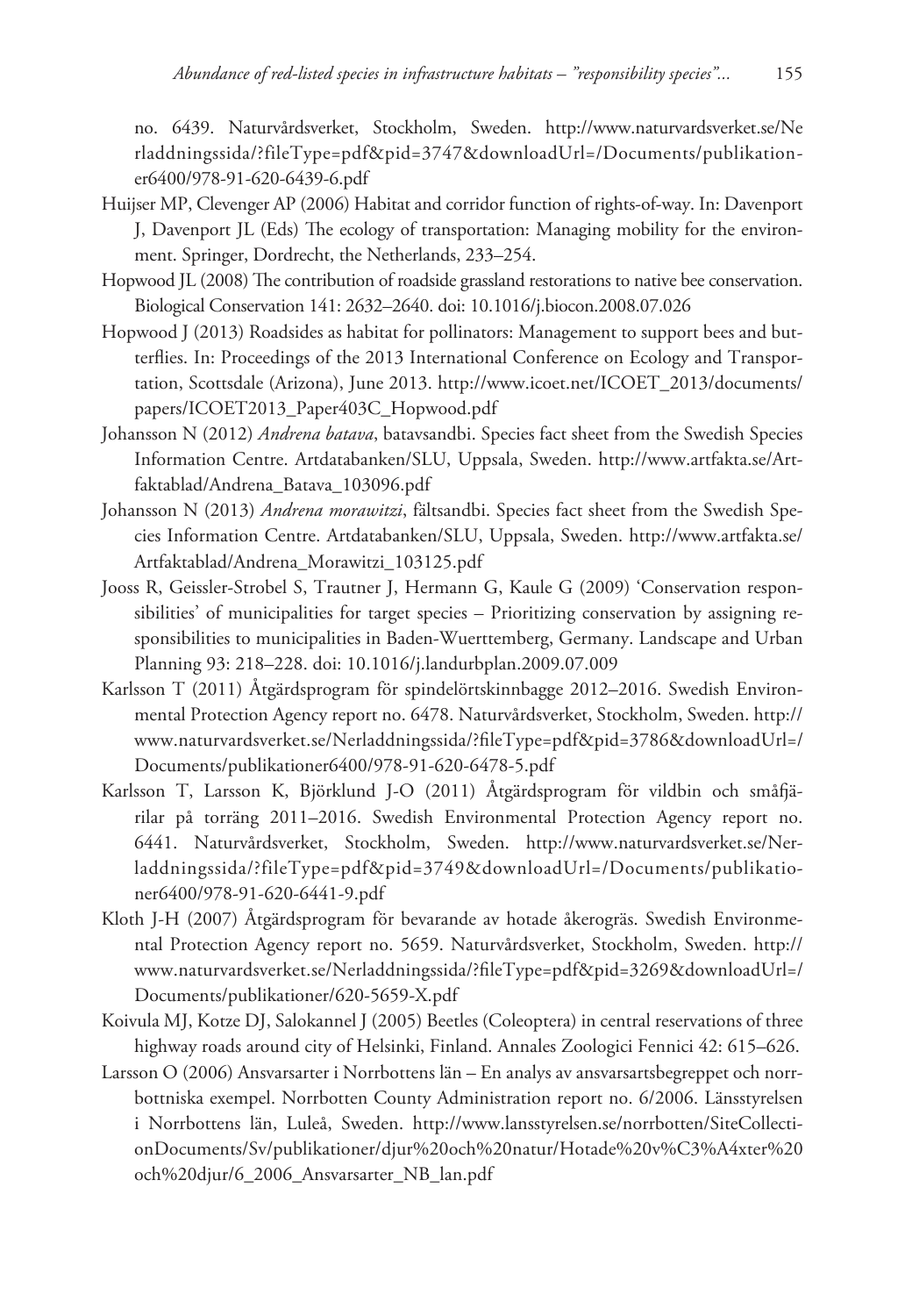no. 6439. Naturvårdsverket, Stockholm, Sweden. http://www.naturvardsverket.se/Nerladdningssida/?fileType=pdf&pid=3747&downloadUrl=/Documents/publikationer6400/978-91-620-6439-6.pdf

Huijser MP, Clevenger AP (2006) Habitat and corridor function of rights-of-way. In: Davenport J, Davenport JL (Eds) The ecology of transportation: Managing mobility for the environment. Springer, Dordrecht, the Netherlands, 233–254.

Hopwood JL (2008) The contribution of roadside grassland restorations to native bee conservation. Biological Conservation 141: 2632–2640. doi: 10.1016/j.biocon.2008.07.026

Hopwood J (2013) Roadsides as habitat for pollinators: Management to support bees and butterflies. In: Proceedings of the 2013 International Conference on Ecology and Transportation, Scottsdale (Arizona), June 2013. http://www.icoet.net/ICOET_2013/documents/papers/ICOET2013_Paper403C_Hopwood.pdf

Johansson N (2012) *Andrena batava*, batavsandbi. Species fact sheet from the Swedish Species Information Centre. Artdatabanken/SLU, Uppsala, Sweden. http://www.artfakta.se/Artfaktablad/Andrena_Batava_103096.pdf

Johansson N (2013) *Andrena morawitzi*, fältsandbi. Species fact sheet from the Swedish Species Information Centre. Artdatabanken/SLU, Uppsala, Sweden. http://www.artfakta.se/Artfaktablad/Andrena_Morawitzi_103125.pdf

Jooss R, Geissler-Strobel S, Trautner J, Hermann G, Kaule G (2009) 'Conservation responsibilities' of municipalities for target species – Prioritizing conservation by assigning responsibilities to municipalities in Baden-Wuerttemberg, Germany. Landscape and Urban Planning 93: 218–228. doi: 10.1016/j.landurbplan.2009.07.009

Karlsson T (2011) Åtgärdsprogram för spindelörtskinnbagge 2012–2016. Swedish Environmental Protection Agency report no. 6478. Naturvårdsverket, Stockholm, Sweden. http://www.naturvardsverket.se/Nerladdningssida/?fileType=pdf&pid=3786&downloadUrl=/Documents/publikationer6400/978-91-620-6478-5.pdf

Karlsson T, Larsson K, Björklund J-O (2011) Åtgärdsprogram för vildbin och småfjärilar på torräng 2011–2016. Swedish Environmental Protection Agency report no. 6441. Naturvårdsverket, Stockholm, Sweden. http://www.naturvardsverket.se/Nerladdningssida/?fileType=pdf&pid=3749&downloadUrl=/Documents/publikationer6400/978-91-620-6441-9.pdf

Kloth J-H (2007) Åtgärdsprogram för bevarande av hotade åkerogräs. Swedish Environmental Protection Agency report no. 5659. Naturvårdsverket, Stockholm, Sweden. http://www.naturvardsverket.se/Nerladdningssida/?fileType=pdf&pid=3269&downloadUrl=/Documents/publikationer/620-5659-X.pdf

Koivula MJ, Kotze DJ, Salokannel J (2005) Beetles (Coleoptera) in central reservations of three highway roads around city of Helsinki, Finland. Annales Zoologici Fennici 42: 615–626.

Larsson O (2006) Ansvarsarter i Norrbottens län – En analys av ansvarsartsbegreppet och norrbottniska exempel. Norrbotten County Administration report no. 6/2006. Länsstyrelsen i Norrbottens län, Luleå, Sweden. http://www.lansstyrelsen.se/norrbotten/SiteCollectionDocuments/Sv/publikationer/djur%20och%20natur/Hotade%20v%C3%A4xter%20och%20djur/6_2006_Ansvarsarter_NB_lan.pdf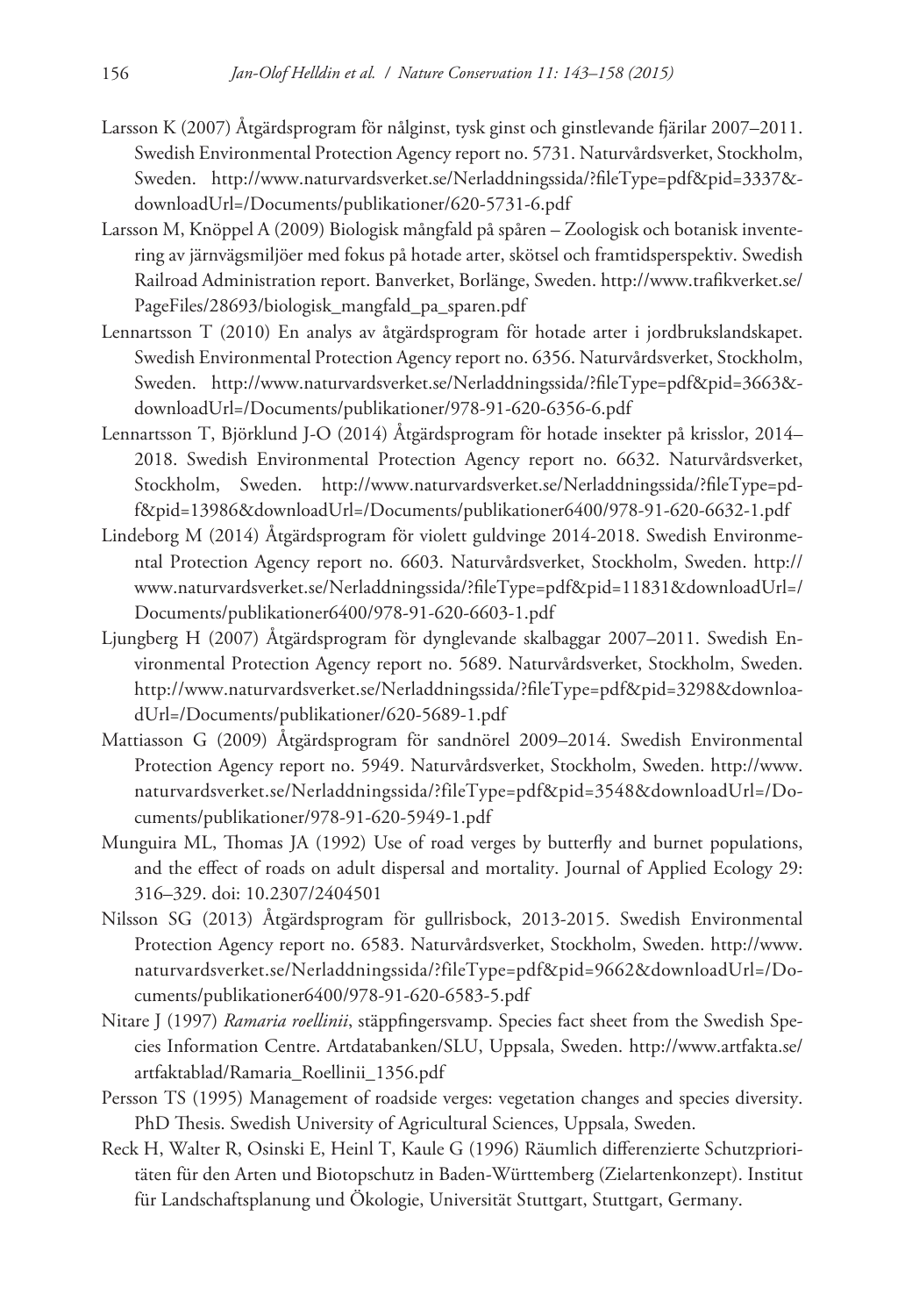Larsson K (2007) Åtgärdsprogram för nålginst, tysk ginst och ginstlevande fjärilar 2007–2011. Swedish Environmental Protection Agency report no. 5731. Naturvårdsverket, Stockholm, Sweden. http://www.naturvardsverket.se/Nerladdningssida/?fileType=pdf&pid=3337&downloadUrl=/Documents/publikationer/620-5731-6.pdf

Larsson M, Knöppel A (2009) Biologisk mångfald på spåren – Zoologisk och botanisk inventering av järnvägsmiljöer med fokus på hotade arter, skötsel och framtidsperspektiv. Swedish Railroad Administration report. Banverket, Borlänge, Sweden. http://www.trafikverket.se/PageFiles/28693/biologisk_mangfald_pa_sparen.pdf

Lennartsson T (2010) En analys av åtgärdsprogram för hotade arter i jordbrukslandskapet. Swedish Environmental Protection Agency report no. 6356. Naturvårdsverket, Stockholm, Sweden. http://www.naturvardsverket.se/Nerladdningssida/?fileType=pdf&pid=3663&downloadUrl=/Documents/publikationer/978-91-620-6356-6.pdf

Lennartsson T, Björklund J-O (2014) Åtgärdsprogram för hotade insekter på krisslor, 2014–2018. Swedish Environmental Protection Agency report no. 6632. Naturvårdsverket, Stockholm, Sweden. http://www.naturvardsverket.se/Nerladdningssida/?fileType=pdf&pid=13986&downloadUrl=/Documents/publikationer6400/978-91-620-6632-1.pdf

Lindeborg M (2014) Åtgärdsprogram för violett guldvinge 2014-2018. Swedish Environmental Protection Agency report no. 6603. Naturvårdsverket, Stockholm, Sweden. http://www.naturvardsverket.se/Nerladdningssida/?fileType=pdf&pid=11831&downloadUrl=/Documents/publikationer6400/978-91-620-6603-1.pdf

Ljungberg H (2007) Åtgärdsprogram för dynglevande skalbaggar 2007–2011. Swedish Environmental Protection Agency report no. 5689. Naturvårdsverket, Stockholm, Sweden. http://www.naturvardsverket.se/Nerladdningssida/?fileType=pdf&pid=3298&downloadUrl=/Documents/publikationer/620-5689-1.pdf

Mattiasson G (2009) Åtgärdsprogram för sandnörel 2009–2014. Swedish Environmental Protection Agency report no. 5949. Naturvårdsverket, Stockholm, Sweden. http://www.naturvardsverket.se/Nerladdningssida/?fileType=pdf&pid=3548&downloadUrl=/Documents/publikationer/978-91-620-5949-1.pdf

Munguira ML, Thomas JA (1992) Use of road verges by butterfly and burnet populations, and the effect of roads on adult dispersal and mortality. Journal of Applied Ecology 29: 316–329. doi: 10.2307/2404501

Nilsson SG (2013) Åtgärdsprogram för gullrisbock, 2013-2015. Swedish Environmental Protection Agency report no. 6583. Naturvårdsverket, Stockholm, Sweden. http://www.naturvardsverket.se/Nerladdningssida/?fileType=pdf&pid=9662&downloadUrl=/Documents/publikationer6400/978-91-620-6583-5.pdf

Nitare J (1997) *Ramaria roellinii*, stäppfingersvamp. Species fact sheet from the Swedish Species Information Centre. Artdatabanken/SLU, Uppsala, Sweden. http://www.artfakta.se/artfaktablad/Ramaria_Roellinii_1356.pdf

Persson TS (1995) Management of roadside verges: vegetation changes and species diversity. PhD Thesis. Swedish University of Agricultural Sciences, Uppsala, Sweden.

Reck H, Walter R, Osinski E, Heinl T, Kaule G (1996) Räumlich differenzierte Schutzprioritäten für den Arten und Biotopschutz in Baden-Württemberg (Zielartenkonzept). Institut für Landschaftsplanung und Ökologie, Universität Stuttgart, Stuttgart, Germany.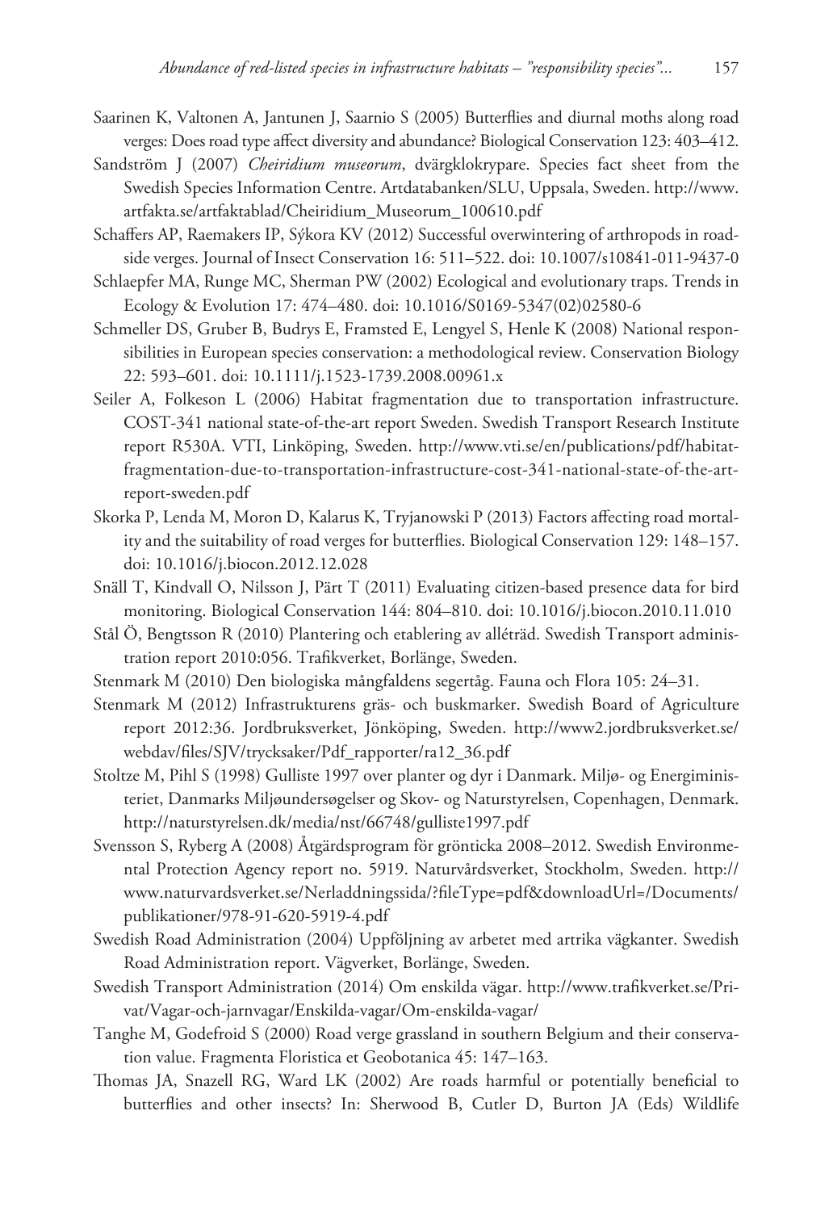Saarinen K, Valtonen A, Jantunen J, Saarnio S (2005) Butterflies and diurnal moths along road verges: Does road type affect diversity and abundance? Biological Conservation 123: 403–412.

Sandström J (2007) *Cheiridium museorum*, dvärgklokrypare. Species fact sheet from the Swedish Species Information Centre. Artdatabanken/SLU, Uppsala, Sweden. http://www.artfakta.se/artfaktablad/Cheiridium_Museorum_100610.pdf

Schaffers AP, Raemakers IP, Sýkora KV (2012) Successful overwintering of arthropods in roadside verges. Journal of Insect Conservation 16: 511–522. doi: 10.1007/s10841-011-9437-0

Schlaepfer MA, Runge MC, Sherman PW (2002) Ecological and evolutionary traps. Trends in Ecology & Evolution 17: 474–480. doi: 10.1016/S0169-5347(02)02580-6

Schmeller DS, Gruber B, Budrys E, Framsted E, Lengyel S, Henle K (2008) National responsibilities in European species conservation: a methodological review. Conservation Biology 22: 593–601. doi: 10.1111/j.1523-1739.2008.00961.x

Seiler A, Folkeson L (2006) Habitat fragmentation due to transportation infrastructure. COST-341 national state-of-the-art report Sweden. Swedish Transport Research Institute report R530A. VTI, Linköping, Sweden. http://www.vti.se/en/publications/pdf/habitat-fragmentation-due-to-transportation-infrastructure-cost-341-national-state-of-the-art-report-sweden.pdf

Skorka P, Lenda M, Moron D, Kalarus K, Tryjanowski P (2013) Factors affecting road mortality and the suitability of road verges for butterflies. Biological Conservation 129: 148–157. doi: 10.1016/j.biocon.2012.12.028

Snäll T, Kindvall O, Nilsson J, Pärt T (2011) Evaluating citizen-based presence data for bird monitoring. Biological Conservation 144: 804–810. doi: 10.1016/j.biocon.2010.11.010

Stål Ö, Bengtsson R (2010) Plantering och etablering av alléträd. Swedish Transport administration report 2010:056. Trafikverket, Borlänge, Sweden.

Stenmark M (2010) Den biologiska mångfaldens segertåg. Fauna och Flora 105: 24–31.

Stenmark M (2012) Infrastrukturens gräs- och buskmarker. Swedish Board of Agriculture report 2012:36. Jordbruksverket, Jönköping, Sweden. http://www2.jordbruksverket.se/webdav/files/SJV/trycksaker/Pdf_rapporter/ra12_36.pdf

Stoltze M, Pihl S (1998) Gulliste 1997 over planter og dyr i Danmark. Miljø- og Energiministeriet, Danmarks Miljøundersøgelser og Skov- og Naturstyrelsen, Copenhagen, Denmark. http://naturstyrelsen.dk/media/nst/66748/gulliste1997.pdf

Svensson S, Ryberg A (2008) Åtgärdsprogram för grönticka 2008–2012. Swedish Environmental Protection Agency report no. 5919. Naturvårdsverket, Stockholm, Sweden. http://www.naturvardsverket.se/Nerladdningssida/?fileType=pdf&downloadUrl=/Documents/publikationer/978-91-620-5919-4.pdf

Swedish Road Administration (2004) Uppföljning av arbetet med artrika vägkanter. Swedish Road Administration report. Vägverket, Borlänge, Sweden.

Swedish Transport Administration (2014) Om enskilda vägar. http://www.trafikverket.se/Privat/Vagar-och-jarnvagar/Enskilda-vagar/Om-enskilda-vagar/

Tanghe M, Godefroid S (2000) Road verge grassland in southern Belgium and their conservation value. Fragmenta Floristica et Geobotanica 45: 147–163.

Thomas JA, Snazell RG, Ward LK (2002) Are roads harmful or potentially beneficial to butterflies and other insects? In: Sherwood B, Cutler D, Burton JA (Eds) Wildlife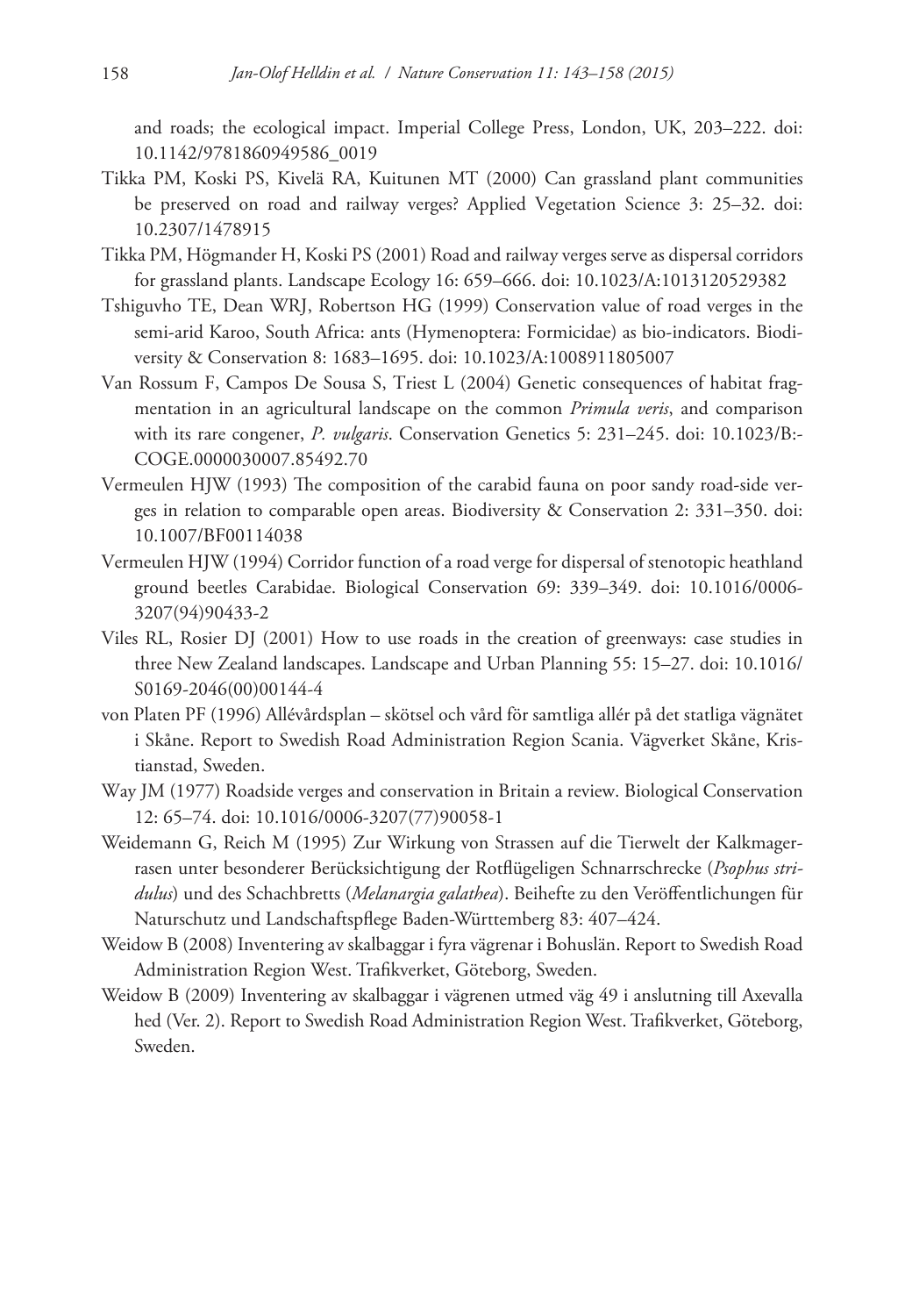and roads; the ecological impact. Imperial College Press, London, UK, 203–222. doi: 10.1142/9781860949586_0019

Tikka PM, Koski PS, Kivelä RA, Kuitunen MT (2000) Can grassland plant communities be preserved on road and railway verges? Applied Vegetation Science 3: 25–32. doi: 10.2307/1478915

Tikka PM, Högmander H, Koski PS (2001) Road and railway verges serve as dispersal corridors for grassland plants. Landscape Ecology 16: 659–666. doi: 10.1023/A:1013120529382

Tshiguvho TE, Dean WRJ, Robertson HG (1999) Conservation value of road verges in the semi-arid Karoo, South Africa: ants (Hymenoptera: Formicidae) as bio-indicators. Biodiversity & Conservation 8: 1683–1695. doi: 10.1023/A:1008911805007

Van Rossum F, Campos De Sousa S, Triest L (2004) Genetic consequences of habitat fragmentation in an agricultural landscape on the common *Primula veris*, and comparison with its rare congener, *P. vulgaris*. Conservation Genetics 5: 231–245. doi: 10.1023/B:COGE.0000030007.85492.70

Vermeulen HJW (1993) The composition of the carabid fauna on poor sandy road-side verges in relation to comparable open areas. Biodiversity & Conservation 2: 331–350. doi: 10.1007/BF00114038

Vermeulen HJW (1994) Corridor function of a road verge for dispersal of stenotopic heathland ground beetles Carabidae. Biological Conservation 69: 339–349. doi: 10.1016/0006-3207(94)90433-2

Viles RL, Rosier DJ (2001) How to use roads in the creation of greenways: case studies in three New Zealand landscapes. Landscape and Urban Planning 55: 15–27. doi: 10.1016/S0169-2046(00)00144-4

von Platen PF (1996) Allévårdsplan – skötsel och vård för samtliga allér på det statliga vägnätet i Skåne. Report to Swedish Road Administration Region Scania. Vägverket Skåne, Kristianstad, Sweden.

Way JM (1977) Roadside verges and conservation in Britain a review. Biological Conservation 12: 65–74. doi: 10.1016/0006-3207(77)90058-1

Weidemann G, Reich M (1995) Zur Wirkung von Strassen auf die Tierwelt der Kalkmagerrasen unter besonderer Berücksichtigung der Rotflügeligen Schnarrschrecke (*Psophus stridulus*) und des Schachbretts (*Melanargia galathea*). Beihefte zu den Veröffentlichungen für Naturschutz und Landschaftspflege Baden-Württemberg 83: 407–424.

Weidow B (2008) Inventering av skalbaggar i fyra vägrenar i Bohuslän. Report to Swedish Road Administration Region West. Trafikverket, Göteborg, Sweden.

Weidow B (2009) Inventering av skalbaggar i vägrenen utmed väg 49 i anslutning till Axevalla hed (Ver. 2). Report to Swedish Road Administration Region West. Trafikverket, Göteborg, Sweden.